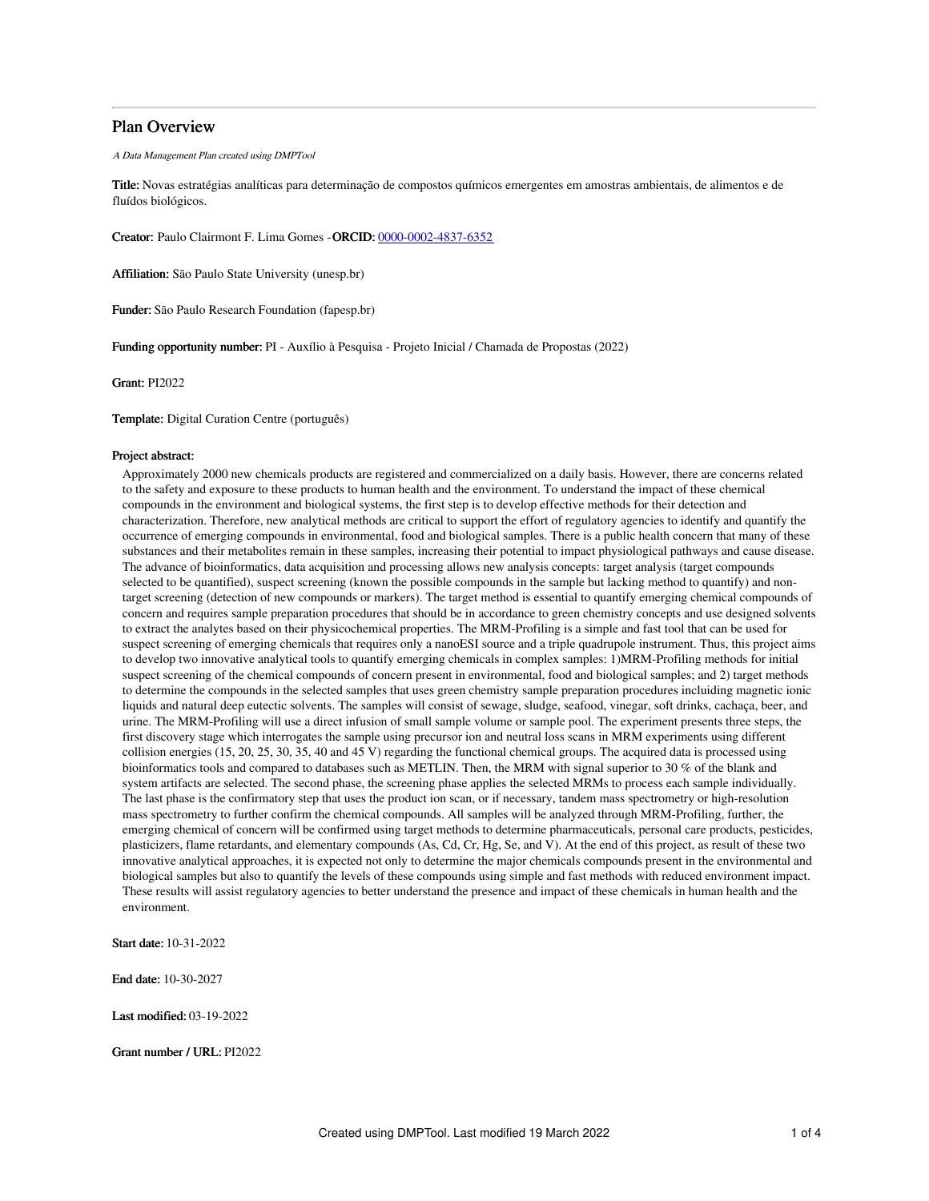# Plan Overview

*A Data Management Plan created using DMPTool*

**Title:** Novas estratégias analíticas para determinação de compostos químicos emergentes em amostras ambientais, de alimentos e de fluídos biológicos.

**Creator:** Paulo Clairmont F. Lima Gomes -**ORCID:** 0000-0002-4837-6352

**Affiliation:** São Paulo State University (unesp.br)

**Funder:** São Paulo Research Foundation (fapesp.br)

**Funding opportunity number:** PI - Auxílio à Pesquisa - Projeto Inicial / Chamada de Propostas (2022)

**Grant:** PI2022

**Template:** Digital Curation Centre (português)

**Project abstract:**

Approximately 2000 new chemicals products are registered and commercialized on a daily basis. However, there are concerns related to the safety and exposure to these products to human health and the environment. To understand the impact of these chemical compounds in the environment and biological systems, the first step is to develop effective methods for their detection and characterization. Therefore, new analytical methods are critical to support the effort of regulatory agencies to identify and quantify the occurrence of emerging compounds in environmental, food and biological samples. There is a public health concern that many of these substances and their metabolites remain in these samples, increasing their potential to impact physiological pathways and cause disease. The advance of bioinformatics, data acquisition and processing allows new analysis concepts: target analysis (target compounds selected to be quantified), suspect screening (known the possible compounds in the sample but lacking method to quantify) and non-target screening (detection of new compounds or markers). The target method is essential to quantify emerging chemical compounds of concern and requires sample preparation procedures that should be in accordance to green chemistry concepts and use designed solvents to extract the analytes based on their physicochemical properties. The MRM-Profiling is a simple and fast tool that can be used for suspect screening of emerging chemicals that requires only a nanoESI source and a triple quadrupole instrument. Thus, this project aims to develop two innovative analytical tools to quantify emerging chemicals in complex samples: 1)MRM-Profiling methods for initial suspect screening of the chemical compounds of concern present in environmental, food and biological samples; and 2) target methods to determine the compounds in the selected samples that uses green chemistry sample preparation procedures incluiding magnetic ionic liquids and natural deep eutectic solvents. The samples will consist of sewage, sludge, seafood, vinegar, soft drinks, cachaça, beer, and urine. The MRM-Profiling will use a direct infusion of small sample volume or sample pool. The experiment presents three steps, the first discovery stage which interrogates the sample using precursor ion and neutral loss scans in MRM experiments using different collision energies (15, 20, 25, 30, 35, 40 and 45 V) regarding the functional chemical groups. The acquired data is processed using bioinformatics tools and compared to databases such as METLIN. Then, the MRM with signal superior to 30 % of the blank and system artifacts are selected. The second phase, the screening phase applies the selected MRMs to process each sample individually. The last phase is the confirmatory step that uses the product ion scan, or if necessary, tandem mass spectrometry or high-resolution mass spectrometry to further confirm the chemical compounds. All samples will be analyzed through MRM-Profiling, further, the emerging chemical of concern will be confirmed using target methods to determine pharmaceuticals, personal care products, pesticides, plasticizers, flame retardants, and elementary compounds (As, Cd, Cr, Hg, Se, and V). At the end of this project, as result of these two innovative analytical approaches, it is expected not only to determine the major chemicals compounds present in the environmental and biological samples but also to quantify the levels of these compounds using simple and fast methods with reduced environment impact. These results will assist regulatory agencies to better understand the presence and impact of these chemicals in human health and the environment.

**Start date:** 10-31-2022

**End date:** 10-30-2027

**Last modified:** 03-19-2022

**Grant number / URL:** PI2022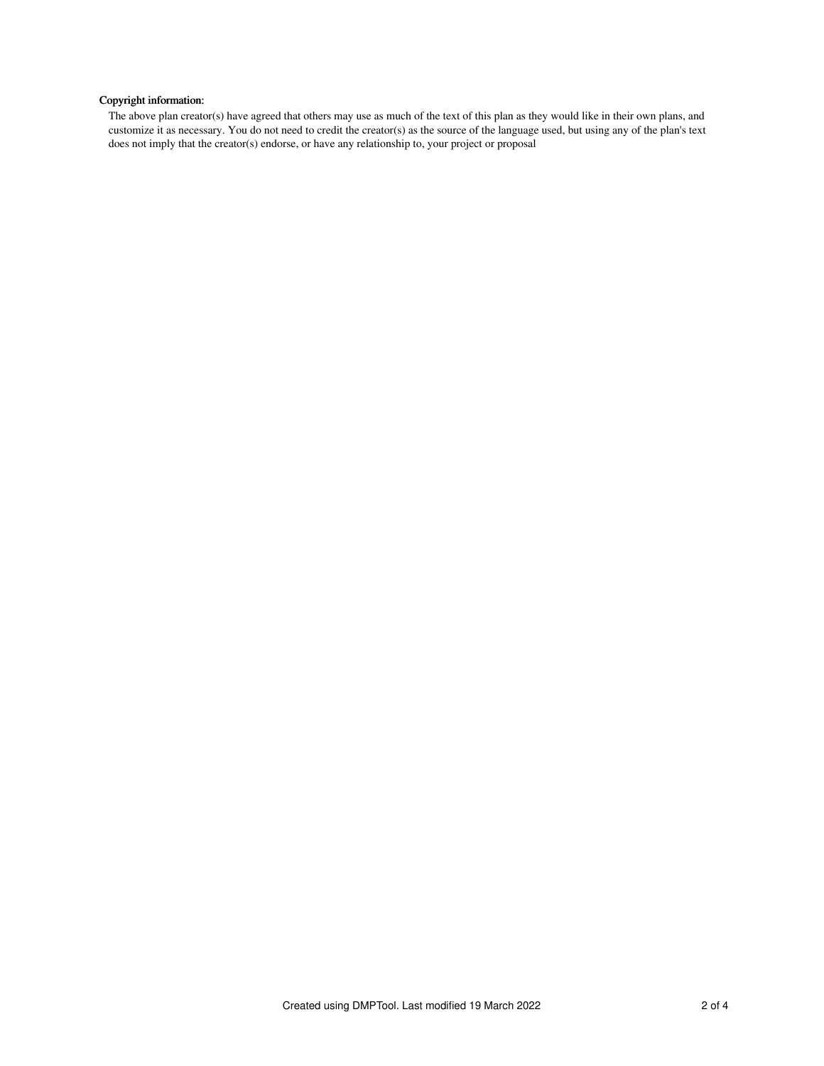**Copyright information:**

The above plan creator(s) have agreed that others may use as much of the text of this plan as they would like in their own plans, and customize it as necessary. You do not need to credit the creator(s) as the source of the language used, but using any of the plan's text does not imply that the creator(s) endorse, or have any relationship to, your project or proposal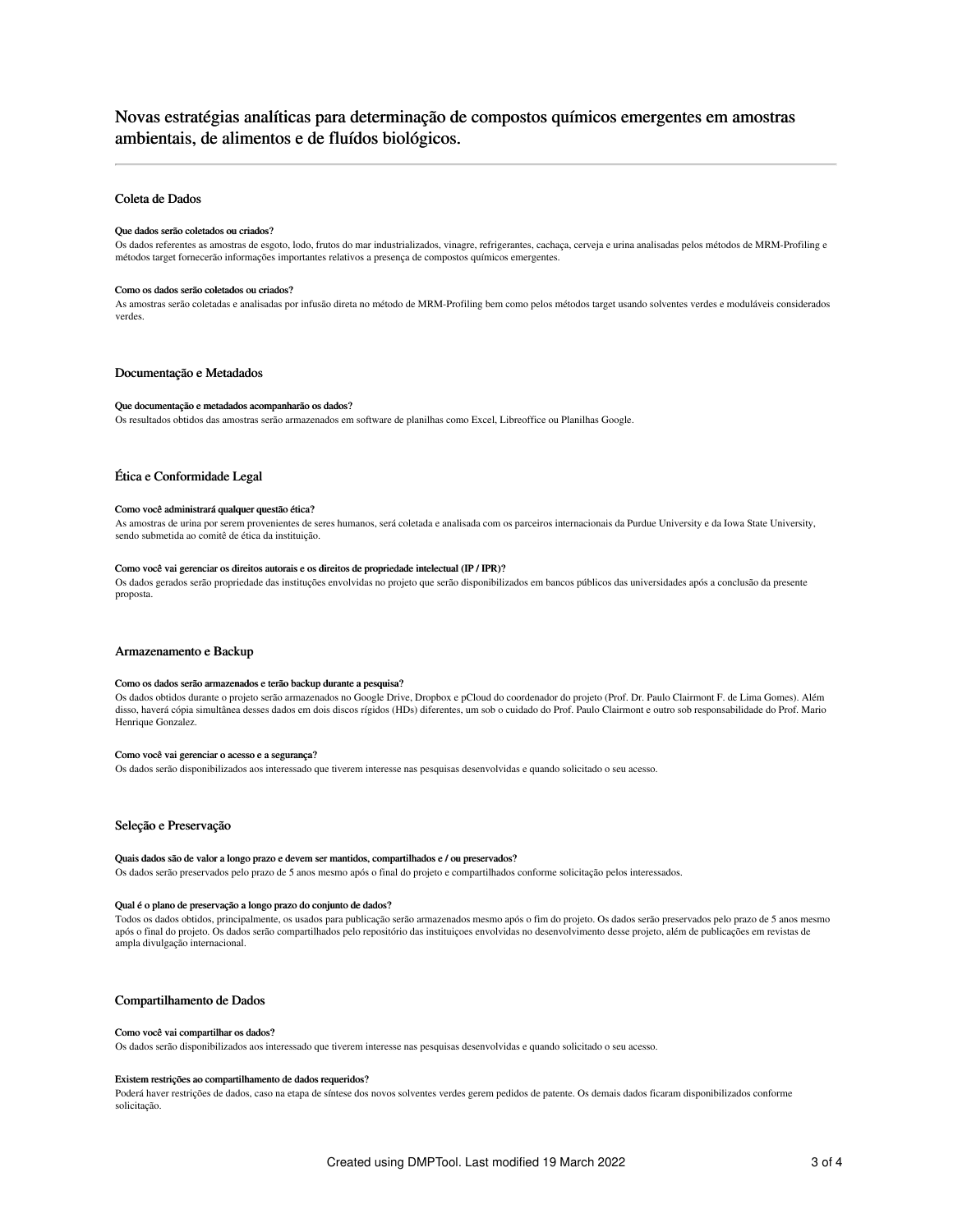# Novas estratégias analíticas para determinação de compostos químicos emergentes em amostras ambientais, de alimentos e de fluídos biológicos.

---

## Coleta de Dados

**Que dados serão coletados ou criados?**

Os dados referentes as amostras de esgoto, lodo, frutos do mar industrializados, vinagre, refrigerantes, cachaça, cerveja e urina analisadas pelos métodos de MRM-Profiling e métodos target fornecerão informações importantes relativos a presença de compostos químicos emergentes.

**Como os dados serão coletados ou criados?**

As amostras serão coletadas e analisadas por infusão direta no método de MRM-Profiling bem como pelos métodos target usando solventes verdes e moduláveis considerados verdes.

## Documentação e Metadados

**Que documentação e metadados acompanharão os dados?**

Os resultados obtidos das amostras serão armazenados em software de planilhas como Excel, Libreoffice ou Planilhas Google.

## Ética e Conformidade Legal

**Como você administrará qualquer questão ética?**

As amostras de urina por serem provenientes de seres humanos, será coletada e analisada com os parceiros internacionais da Purdue University e da Iowa State University, sendo submetida ao comitê de ética da instituição.

**Como você vai gerenciar os direitos autorais e os direitos de propriedade intelectual (IP / IPR)?**

Os dados gerados serão propriedade das instituições envolvidas no projeto que serão disponibilizados em bancos públicos das universidades após a conclusão da presente proposta.

## Armazenamento e Backup

**Como os dados serão armazenados e terão backup durante a pesquisa?**

Os dados obtidos durante o projeto serão armazenados no Google Drive, Dropbox e pCloud do coordenador do projeto (Prof. Dr. Paulo Clairmont F. de Lima Gomes). Além disso, haverá cópia simultânea desses dados em dois discos rígidos (HDs) diferentes, um sob o cuidado do Prof. Paulo Clairmont e outro sob responsabilidade do Prof. Mario Henrique Gonzalez.

**Como você vai gerenciar o acesso e a segurança?**

Os dados serão disponibilizados aos interessado que tiverem interesse nas pesquisas desenvolvidas e quando solicitado o seu acesso.

## Seleção e Preservação

**Quais dados são de valor a longo prazo e devem ser mantidos, compartilhados e / ou preservados?**

Os dados serão preservados pelo prazo de 5 anos mesmo após o final do projeto e compartilhados conforme solicitação pelos interessados.

**Qual é o plano de preservação a longo prazo do conjunto de dados?**

Todos os dados obtidos, principalmente, os usados para publicação serão armazenados mesmo após o fim do projeto. Os dados serão preservados pelo prazo de 5 anos mesmo após o final do projeto. Os dados serão compartilhados pelo repositório das instituiçoes envolvidas no desenvolvimento desse projeto, além de publicações em revistas de ampla divulgação internacional.

## Compartilhamento de Dados

**Como você vai compartilhar os dados?**

Os dados serão disponibilizados aos interessado que tiverem interesse nas pesquisas desenvolvidas e quando solicitado o seu acesso.

**Existem restrições ao compartilhamento de dados requeridos?**

Poderá haver restrições de dados, caso na etapa de síntese dos novos solventes verdes gerem pedidos de patente. Os demais dados ficaram disponibilizados conforme solicitação.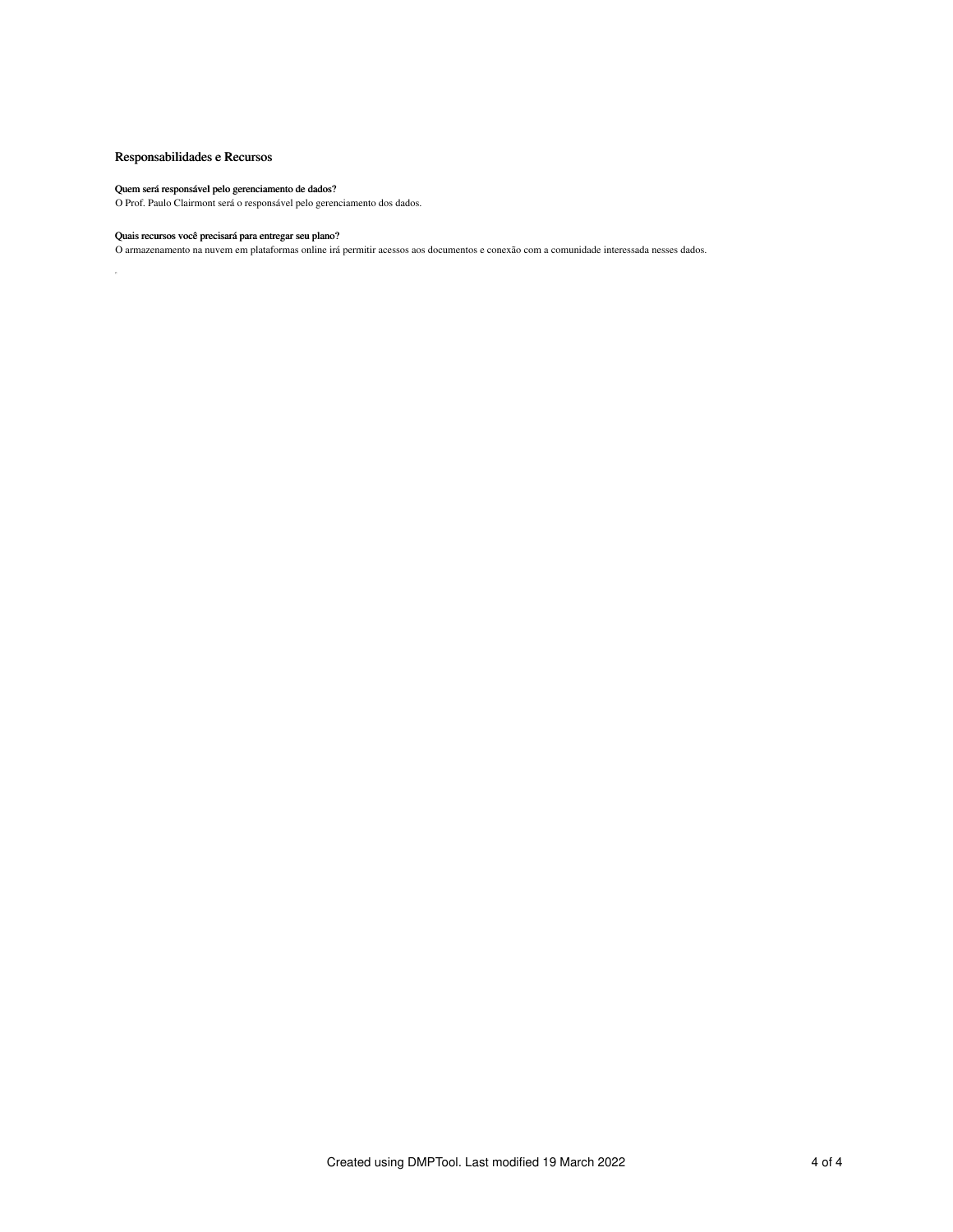## Responsabilidades e Recursos

**Quem será responsável pelo gerenciamento de dados?**

O Prof. Paulo Clairmont será o responsável pelo gerenciamento dos dados.

**Quais recursos você precisará para entregar seu plano?**

O armazenamento na nuvem em plataformas online irá permitir acessos aos documentos e conexão com a comunidade interessada nesses dados.